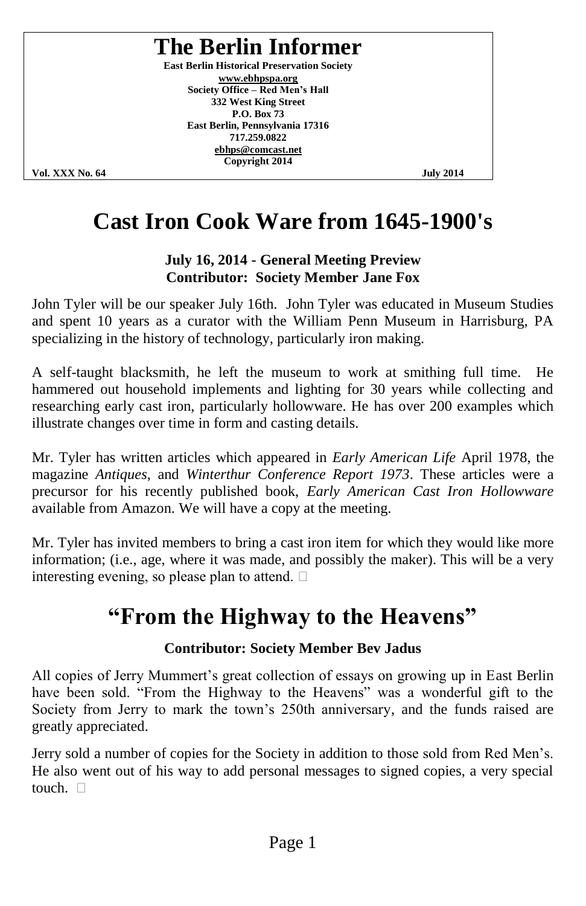# The Berlin Informer

**East Berlin Historical Preservation Society**
**www.ebhpspa.org**
**Society Office – Red Men's Hall**
**332 West King Street**
**P.O. Box 73**
**East Berlin, Pennsylvania 17316**
**717.259.0822**
**ebhps@comcast.net**
**Copyright 2014**

**Vol. XXX No. 64** **July 2014**

# Cast Iron Cook Ware from 1645-1900's

**July 16, 2014 - General Meeting Preview**
**Contributor: Society Member Jane Fox**

John Tyler will be our speaker July 16th. John Tyler was educated in Museum Studies and spent 10 years as a curator with the William Penn Museum in Harrisburg, PA specializing in the history of technology, particularly iron making.

A self-taught blacksmith, he left the museum to work at smithing full time. He hammered out household implements and lighting for 30 years while collecting and researching early cast iron, particularly hollowware. He has over 200 examples which illustrate changes over time in form and casting details.

Mr. Tyler has written articles which appeared in *Early American Life* April 1978, the magazine *Antiques*, and *Winterthur Conference Report 1973*. These articles were a precursor for his recently published book, *Early American Cast Iron Hollowware* available from Amazon. We will have a copy at the meeting.

Mr. Tyler has invited members to bring a cast iron item for which they would like more information; (i.e., age, where it was made, and possibly the maker). This will be a very interesting evening, so please plan to attend. □

# "From the Highway to the Heavens"

**Contributor: Society Member Bev Jadus**

All copies of Jerry Mummert's great collection of essays on growing up in East Berlin have been sold. "From the Highway to the Heavens" was a wonderful gift to the Society from Jerry to mark the town's 250th anniversary, and the funds raised are greatly appreciated.

Jerry sold a number of copies for the Society in addition to those sold from Red Men's. He also went out of his way to add personal messages to signed copies, a very special touch. □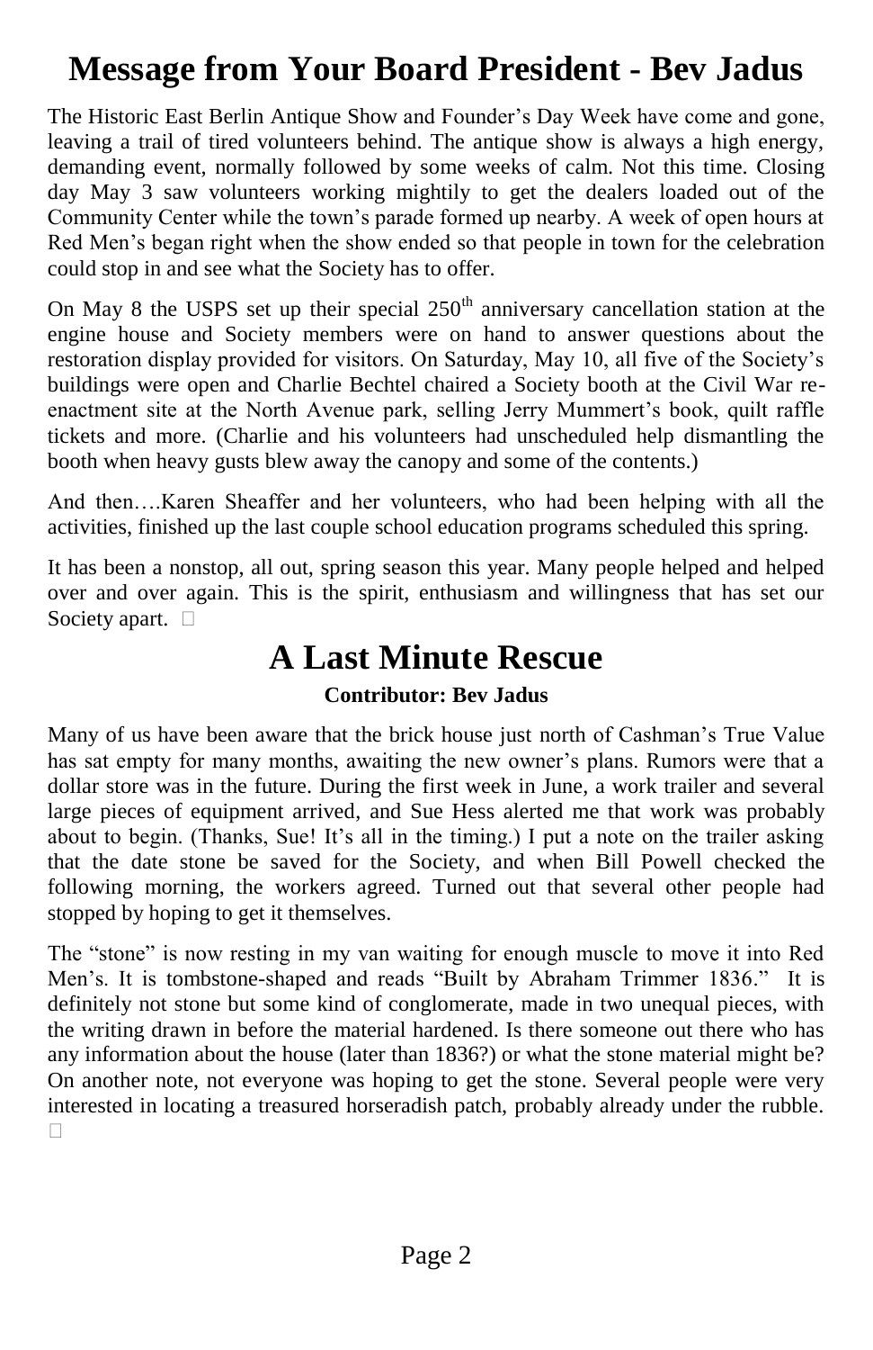# Message from Your Board President - Bev Jadus

The Historic East Berlin Antique Show and Founder's Day Week have come and gone, leaving a trail of tired volunteers behind. The antique show is always a high energy, demanding event, normally followed by some weeks of calm. Not this time. Closing day May 3 saw volunteers working mightily to get the dealers loaded out of the Community Center while the town's parade formed up nearby. A week of open hours at Red Men's began right when the show ended so that people in town for the celebration could stop in and see what the Society has to offer.

On May 8 the USPS set up their special 250th anniversary cancellation station at the engine house and Society members were on hand to answer questions about the restoration display provided for visitors. On Saturday, May 10, all five of the Society's buildings were open and Charlie Bechtel chaired a Society booth at the Civil War re-enactment site at the North Avenue park, selling Jerry Mummert's book, quilt raffle tickets and more. (Charlie and his volunteers had unscheduled help dismantling the booth when heavy gusts blew away the canopy and some of the contents.)

And then….Karen Sheaffer and her volunteers, who had been helping with all the activities, finished up the last couple school education programs scheduled this spring.

It has been a nonstop, all out, spring season this year. Many people helped and helped over and over again. This is the spirit, enthusiasm and willingness that has set our Society apart. □

# A Last Minute Rescue

**Contributor: Bev Jadus**

Many of us have been aware that the brick house just north of Cashman's True Value has sat empty for many months, awaiting the new owner's plans. Rumors were that a dollar store was in the future. During the first week in June, a work trailer and several large pieces of equipment arrived, and Sue Hess alerted me that work was probably about to begin. (Thanks, Sue! It's all in the timing.) I put a note on the trailer asking that the date stone be saved for the Society, and when Bill Powell checked the following morning, the workers agreed. Turned out that several other people had stopped by hoping to get it themselves.

The "stone" is now resting in my van waiting for enough muscle to move it into Red Men's. It is tombstone-shaped and reads "Built by Abraham Trimmer 1836." It is definitely not stone but some kind of conglomerate, made in two unequal pieces, with the writing drawn in before the material hardened. Is there someone out there who has any information about the house (later than 1836?) or what the stone material might be? On another note, not everyone was hoping to get the stone. Several people were very interested in locating a treasured horseradish patch, probably already under the rubble. □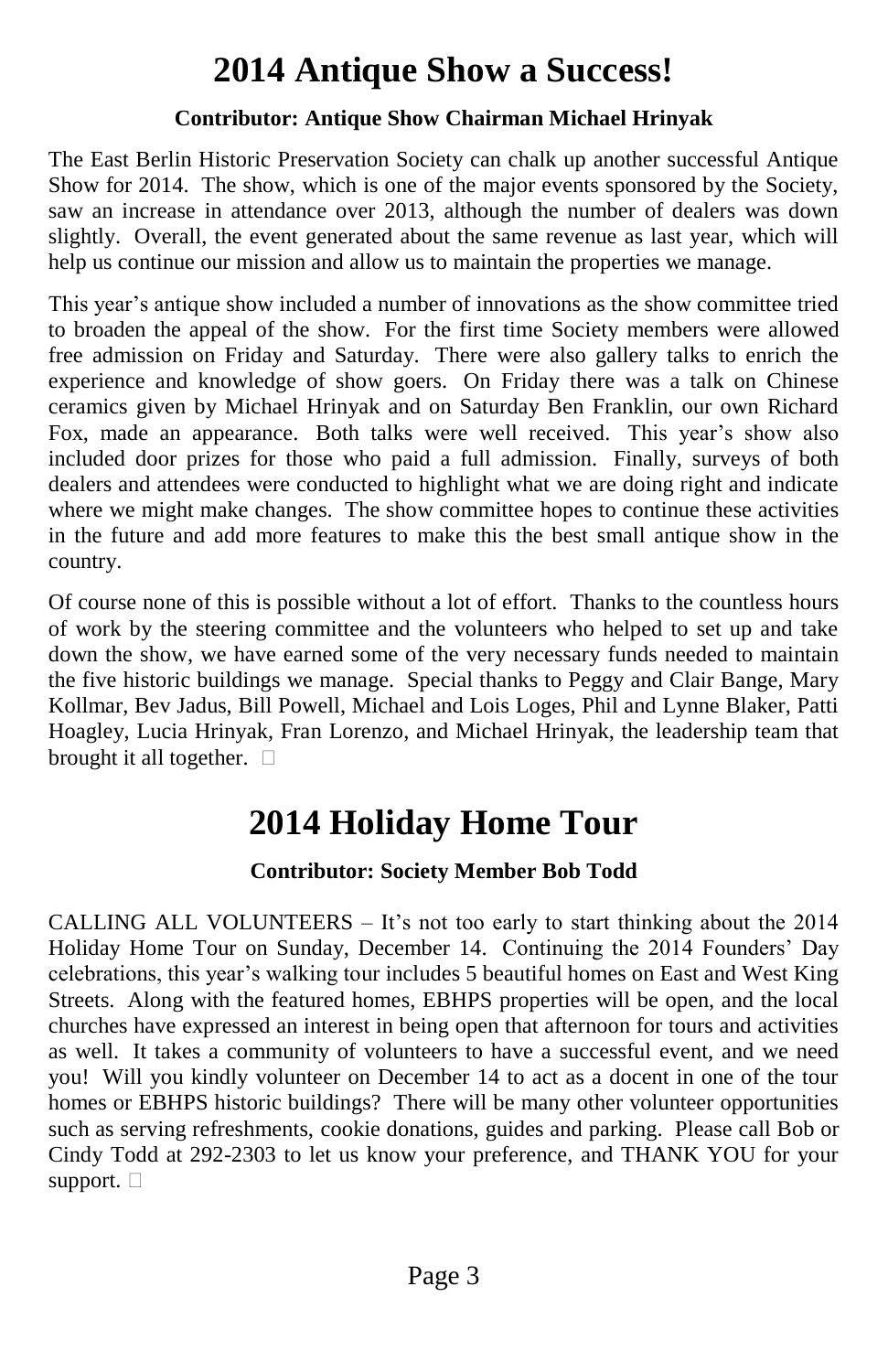# 2014 Antique Show a Success!

**Contributor: Antique Show Chairman Michael Hrinyak**

The East Berlin Historic Preservation Society can chalk up another successful Antique Show for 2014. The show, which is one of the major events sponsored by the Society, saw an increase in attendance over 2013, although the number of dealers was down slightly. Overall, the event generated about the same revenue as last year, which will help us continue our mission and allow us to maintain the properties we manage.

This year's antique show included a number of innovations as the show committee tried to broaden the appeal of the show. For the first time Society members were allowed free admission on Friday and Saturday. There were also gallery talks to enrich the experience and knowledge of show goers. On Friday there was a talk on Chinese ceramics given by Michael Hrinyak and on Saturday Ben Franklin, our own Richard Fox, made an appearance. Both talks were well received. This year's show also included door prizes for those who paid a full admission. Finally, surveys of both dealers and attendees were conducted to highlight what we are doing right and indicate where we might make changes. The show committee hopes to continue these activities in the future and add more features to make this the best small antique show in the country.

Of course none of this is possible without a lot of effort. Thanks to the countless hours of work by the steering committee and the volunteers who helped to set up and take down the show, we have earned some of the very necessary funds needed to maintain the five historic buildings we manage. Special thanks to Peggy and Clair Bange, Mary Kollmar, Bev Jadus, Bill Powell, Michael and Lois Loges, Phil and Lynne Blaker, Patti Hoagley, Lucia Hrinyak, Fran Lorenzo, and Michael Hrinyak, the leadership team that brought it all together. □

# 2014 Holiday Home Tour

**Contributor: Society Member Bob Todd**

CALLING ALL VOLUNTEERS – It's not too early to start thinking about the 2014 Holiday Home Tour on Sunday, December 14. Continuing the 2014 Founders' Day celebrations, this year's walking tour includes 5 beautiful homes on East and West King Streets. Along with the featured homes, EBHPS properties will be open, and the local churches have expressed an interest in being open that afternoon for tours and activities as well. It takes a community of volunteers to have a successful event, and we need you! Will you kindly volunteer on December 14 to act as a docent in one of the tour homes or EBHPS historic buildings? There will be many other volunteer opportunities such as serving refreshments, cookie donations, guides and parking. Please call Bob or Cindy Todd at 292-2303 to let us know your preference, and THANK YOU for your support. □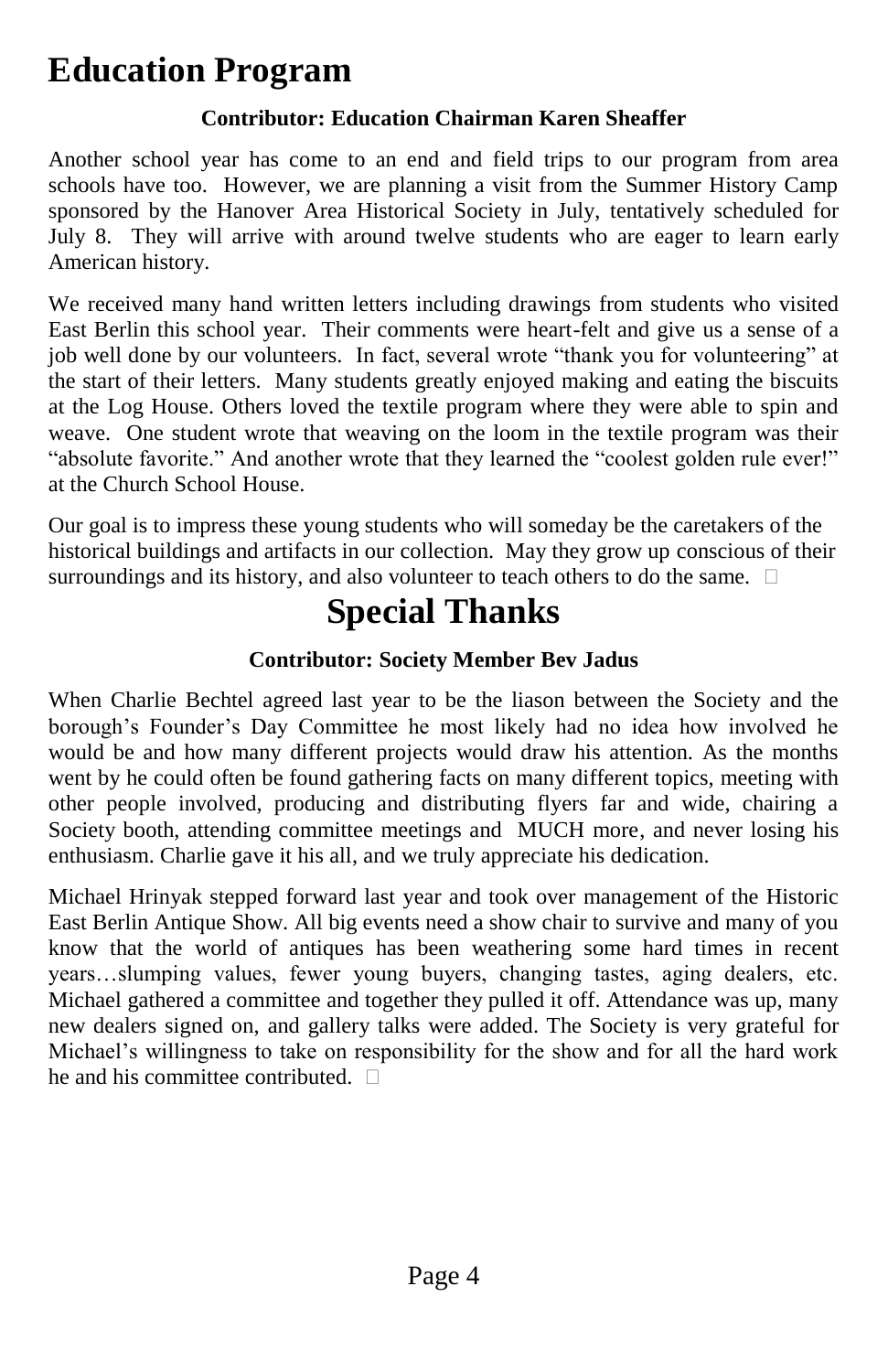# Education Program

**Contributor: Education Chairman Karen Sheaffer**

Another school year has come to an end and field trips to our program from area schools have too. However, we are planning a visit from the Summer History Camp sponsored by the Hanover Area Historical Society in July, tentatively scheduled for July 8. They will arrive with around twelve students who are eager to learn early American history.

We received many hand written letters including drawings from students who visited East Berlin this school year. Their comments were heart-felt and give us a sense of a job well done by our volunteers. In fact, several wrote "thank you for volunteering" at the start of their letters. Many students greatly enjoyed making and eating the biscuits at the Log House. Others loved the textile program where they were able to spin and weave. One student wrote that weaving on the loom in the textile program was their "absolute favorite." And another wrote that they learned the "coolest golden rule ever!" at the Church School House.

Our goal is to impress these young students who will someday be the caretakers of the historical buildings and artifacts in our collection. May they grow up conscious of their surroundings and its history, and also volunteer to teach others to do the same. □

# Special Thanks

**Contributor: Society Member Bev Jadus**

When Charlie Bechtel agreed last year to be the liason between the Society and the borough's Founder's Day Committee he most likely had no idea how involved he would be and how many different projects would draw his attention. As the months went by he could often be found gathering facts on many different topics, meeting with other people involved, producing and distributing flyers far and wide, chairing a Society booth, attending committee meetings and MUCH more, and never losing his enthusiasm. Charlie gave it his all, and we truly appreciate his dedication.

Michael Hrinyak stepped forward last year and took over management of the Historic East Berlin Antique Show. All big events need a show chair to survive and many of you know that the world of antiques has been weathering some hard times in recent years…slumping values, fewer young buyers, changing tastes, aging dealers, etc. Michael gathered a committee and together they pulled it off. Attendance was up, many new dealers signed on, and gallery talks were added. The Society is very grateful for Michael's willingness to take on responsibility for the show and for all the hard work he and his committee contributed. □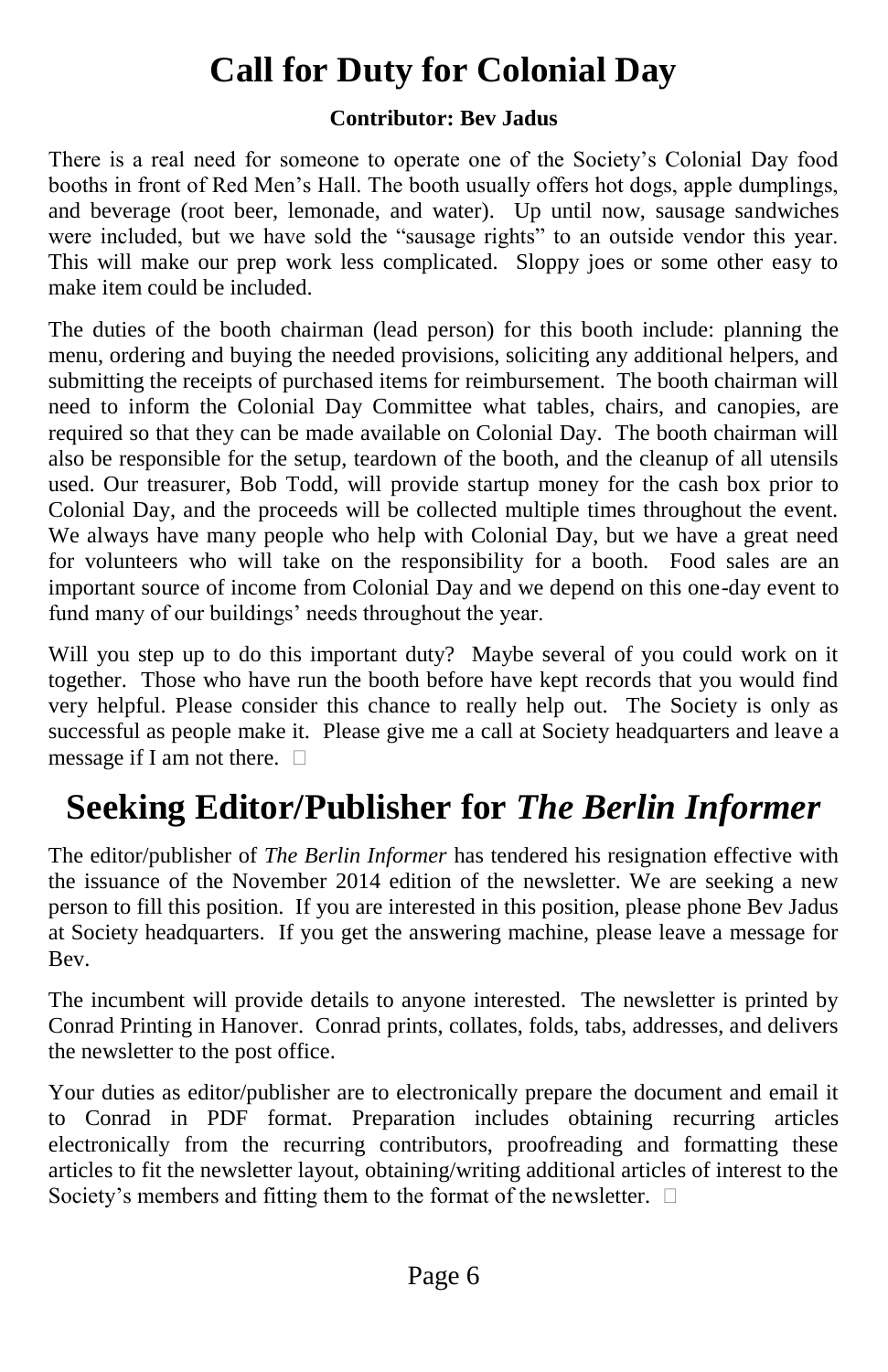# Call for Duty for Colonial Day

**Contributor: Bev Jadus**

There is a real need for someone to operate one of the Society's Colonial Day food booths in front of Red Men's Hall. The booth usually offers hot dogs, apple dumplings, and beverage (root beer, lemonade, and water). Up until now, sausage sandwiches were included, but we have sold the "sausage rights" to an outside vendor this year. This will make our prep work less complicated. Sloppy joes or some other easy to make item could be included.

The duties of the booth chairman (lead person) for this booth include: planning the menu, ordering and buying the needed provisions, soliciting any additional helpers, and submitting the receipts of purchased items for reimbursement. The booth chairman will need to inform the Colonial Day Committee what tables, chairs, and canopies, are required so that they can be made available on Colonial Day. The booth chairman will also be responsible for the setup, teardown of the booth, and the cleanup of all utensils used. Our treasurer, Bob Todd, will provide startup money for the cash box prior to Colonial Day, and the proceeds will be collected multiple times throughout the event. We always have many people who help with Colonial Day, but we have a great need for volunteers who will take on the responsibility for a booth. Food sales are an important source of income from Colonial Day and we depend on this one-day event to fund many of our buildings' needs throughout the year.

Will you step up to do this important duty? Maybe several of you could work on it together. Those who have run the booth before have kept records that you would find very helpful. Please consider this chance to really help out. The Society is only as successful as people make it. Please give me a call at Society headquarters and leave a message if I am not there. □

# Seeking Editor/Publisher for *The Berlin Informer*

The editor/publisher of *The Berlin Informer* has tendered his resignation effective with the issuance of the November 2014 edition of the newsletter. We are seeking a new person to fill this position. If you are interested in this position, please phone Bev Jadus at Society headquarters. If you get the answering machine, please leave a message for Bev.

The incumbent will provide details to anyone interested. The newsletter is printed by Conrad Printing in Hanover. Conrad prints, collates, folds, tabs, addresses, and delivers the newsletter to the post office.

Your duties as editor/publisher are to electronically prepare the document and email it to Conrad in PDF format. Preparation includes obtaining recurring articles electronically from the recurring contributors, proofreading and formatting these articles to fit the newsletter layout, obtaining/writing additional articles of interest to the Society's members and fitting them to the format of the newsletter. □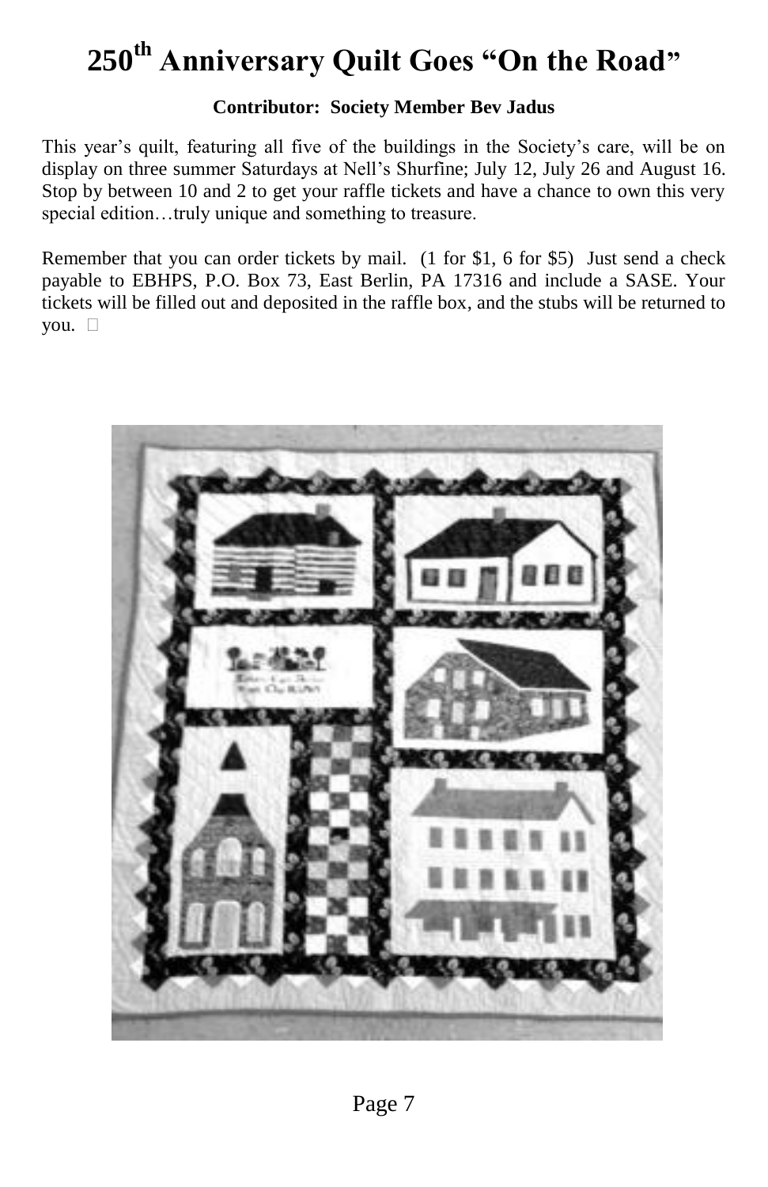# 250th Anniversary Quilt Goes "On the Road"

**Contributor: Society Member Bev Jadus**

This year's quilt, featuring all five of the buildings in the Society's care, will be on display on three summer Saturdays at Nell's Shurfine; July 12, July 26 and August 16. Stop by between 10 and 2 to get your raffle tickets and have a chance to own this very special edition…truly unique and something to treasure.

Remember that you can order tickets by mail. (1 for $1, 6 for $5) Just send a check payable to EBHPS, P.O. Box 73, East Berlin, PA 17316 and include a SASE. Your tickets will be filled out and deposited in the raffle box, and the stubs will be returned to you.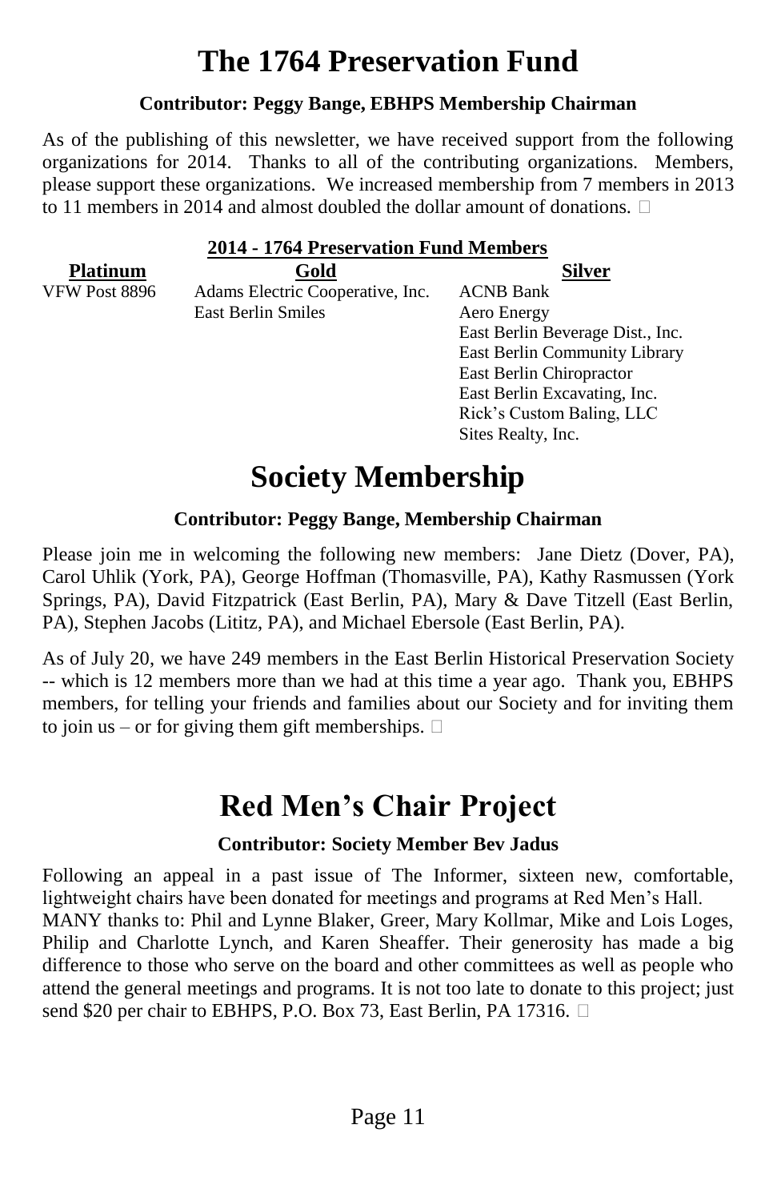# The 1764 Preservation Fund

**Contributor: Peggy Bange, EBHPS Membership Chairman**

As of the publishing of this newsletter, we have received support from the following organizations for 2014. Thanks to all of the contributing organizations. Members, please support these organizations. We increased membership from 7 members in 2013 to 11 members in 2014 and almost doubled the dollar amount of donations.

**2014 - 1764 Preservation Fund Members**

| Platinum | Gold | Silver |
|---|---|---|
| VFW Post 8896 | Adams Electric Cooperative, Inc. | ACNB Bank |
| | East Berlin Smiles | Aero Energy |
| | | East Berlin Beverage Dist., Inc. |
| | | East Berlin Community Library |
| | | East Berlin Chiropractor |
| | | East Berlin Excavating, Inc. |
| | | Rick's Custom Baling, LLC |
| | | Sites Realty, Inc. |

# Society Membership

**Contributor: Peggy Bange, Membership Chairman**

Please join me in welcoming the following new members: Jane Dietz (Dover, PA), Carol Uhlik (York, PA), George Hoffman (Thomasville, PA), Kathy Rasmussen (York Springs, PA), David Fitzpatrick (East Berlin, PA), Mary & Dave Titzell (East Berlin, PA), Stephen Jacobs (Lititz, PA), and Michael Ebersole (East Berlin, PA).

As of July 20, we have 249 members in the East Berlin Historical Preservation Society -- which is 12 members more than we had at this time a year ago. Thank you, EBHPS members, for telling your friends and families about our Society and for inviting them to join us – or for giving them gift memberships.

# Red Men's Chair Project

**Contributor: Society Member Bev Jadus**

Following an appeal in a past issue of The Informer, sixteen new, comfortable, lightweight chairs have been donated for meetings and programs at Red Men's Hall.
MANY thanks to: Phil and Lynne Blaker, Greer, Mary Kollmar, Mike and Lois Loges, Philip and Charlotte Lynch, and Karen Sheaffer. Their generosity has made a big difference to those who serve on the board and other committees as well as people who attend the general meetings and programs. It is not too late to donate to this project; just send $20 per chair to EBHPS, P.O. Box 73, East Berlin, PA 17316.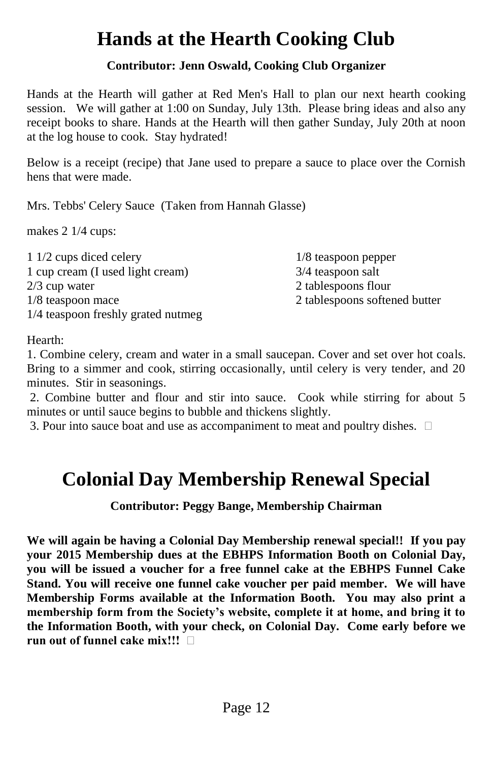# Hands at the Hearth Cooking Club

**Contributor: Jenn Oswald, Cooking Club Organizer**

Hands at the Hearth will gather at Red Men's Hall to plan our next hearth cooking session. We will gather at 1:00 on Sunday, July 13th. Please bring ideas and also any receipt books to share. Hands at the Hearth will then gather Sunday, July 20th at noon at the log house to cook. Stay hydrated!

Below is a receipt (recipe) that Jane used to prepare a sauce to place over the Cornish hens that were made.

Mrs. Tebbs' Celery Sauce (Taken from Hannah Glasse)

makes 2 1/4 cups:

1 1/2 cups diced celery
1 cup cream (I used light cream)
2/3 cup water
1/8 teaspoon mace
1/4 teaspoon freshly grated nutmeg
1/8 teaspoon pepper
3/4 teaspoon salt
2 tablespoons flour
2 tablespoons softened butter

Hearth:

1. Combine celery, cream and water in a small saucepan. Cover and set over hot coals. Bring to a simmer and cook, stirring occasionally, until celery is very tender, and 20 minutes. Stir in seasonings.
2. Combine butter and flour and stir into sauce. Cook while stirring for about 5 minutes or until sauce begins to bubble and thickens slightly.
3. Pour into sauce boat and use as accompaniment to meat and poultry dishes.

# Colonial Day Membership Renewal Special

**Contributor: Peggy Bange, Membership Chairman**

**We will again be having a Colonial Day Membership renewal special!! If you pay your 2015 Membership dues at the EBHPS Information Booth on Colonial Day, you will be issued a voucher for a free funnel cake at the EBHPS Funnel Cake Stand. You will receive one funnel cake voucher per paid member. We will have Membership Forms available at the Information Booth. You may also print a membership form from the Society's website, complete it at home, and bring it to the Information Booth, with your check, on Colonial Day. Come early before we run out of funnel cake mix!!!**